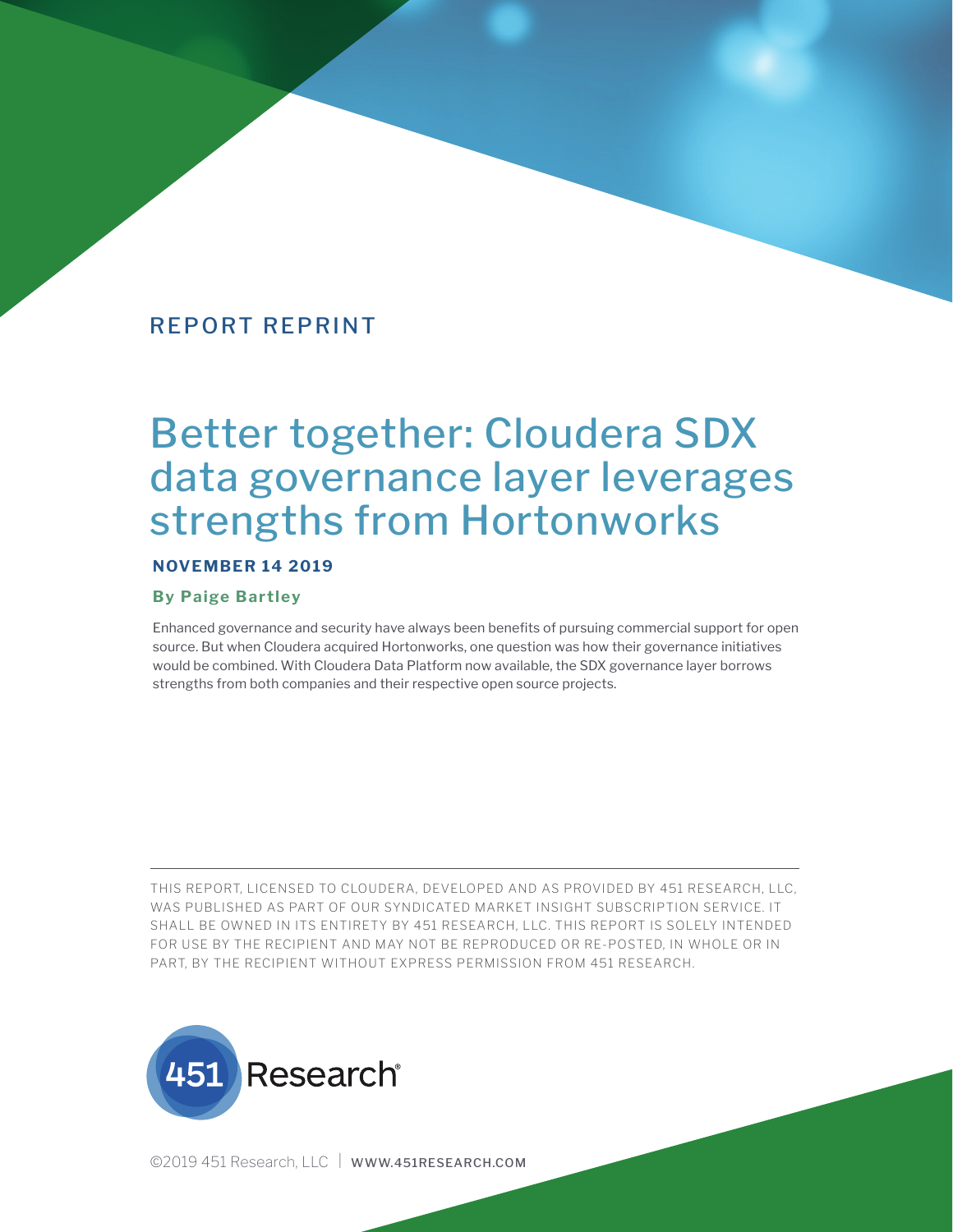REPORT REPRINT

# Better together: Cloudera SDX data governance layer leverages strengths from Hortonworks

**NOVEMBER 14 2019**

**By Paige Bartley**

Enhanced governance and security have always been benefits of pursuing commercial support for open source. But when Cloudera acquired Hortonworks, one question was how their governance initiatives would be combined. With Cloudera Data Platform now available, the SDX governance layer borrows strengths from both companies and their respective open source projects.

---

THIS REPORT, LICENSED TO CLOUDERA, DEVELOPED AND AS PROVIDED BY 451 RESEARCH, LLC, WAS PUBLISHED AS PART OF OUR SYNDICATED MARKET INSIGHT SUBSCRIPTION SERVICE. IT SHALL BE OWNED IN ITS ENTIRETY BY 451 RESEARCH, LLC. THIS REPORT IS SOLELY INTENDED FOR USE BY THE RECIPIENT AND MAY NOT BE REPRODUCED OR RE-POSTED, IN WHOLE OR IN PART, BY THE RECIPIENT WITHOUT EXPRESS PERMISSION FROM 451 RESEARCH.

451 Research®

©2019 451 Research, LLC | WWW.451RESEARCH.COM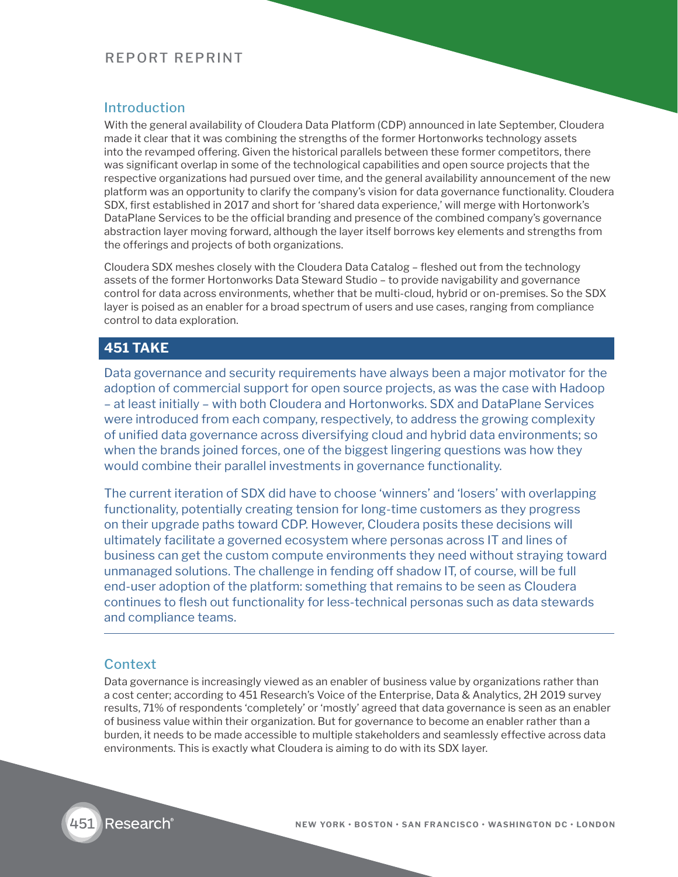## Introduction

With the general availability of Cloudera Data Platform (CDP) announced in late September, Cloudera made it clear that it was combining the strengths of the former Hortonworks technology assets into the revamped offering. Given the historical parallels between these former competitors, there was significant overlap in some of the technological capabilities and open source projects that the respective organizations had pursued over time, and the general availability announcement of the new platform was an opportunity to clarify the company's vision for data governance functionality. Cloudera SDX, first established in 2017 and short for 'shared data experience,' will merge with Hortonwork's DataPlane Services to be the official branding and presence of the combined company's governance abstraction layer moving forward, although the layer itself borrows key elements and strengths from the offerings and projects of both organizations.

Cloudera SDX meshes closely with the Cloudera Data Catalog – fleshed out from the technology assets of the former Hortonworks Data Steward Studio – to provide navigability and governance control for data across environments, whether that be multi-cloud, hybrid or on-premises. So the SDX layer is poised as an enabler for a broad spectrum of users and use cases, ranging from compliance control to data exploration.

## 451 TAKE

Data governance and security requirements have always been a major motivator for the adoption of commercial support for open source projects, as was the case with Hadoop – at least initially – with both Cloudera and Hortonworks. SDX and DataPlane Services were introduced from each company, respectively, to address the growing complexity of unified data governance across diversifying cloud and hybrid data environments; so when the brands joined forces, one of the biggest lingering questions was how they would combine their parallel investments in governance functionality.

The current iteration of SDX did have to choose 'winners' and 'losers' with overlapping functionality, potentially creating tension for long-time customers as they progress on their upgrade paths toward CDP. However, Cloudera posits these decisions will ultimately facilitate a governed ecosystem where personas across IT and lines of business can get the custom compute environments they need without straying toward unmanaged solutions. The challenge in fending off shadow IT, of course, will be full end-user adoption of the platform: something that remains to be seen as Cloudera continues to flesh out functionality for less-technical personas such as data stewards and compliance teams.

---

## Context

Data governance is increasingly viewed as an enabler of business value by organizations rather than a cost center; according to 451 Research's Voice of the Enterprise, Data & Analytics, 2H 2019 survey results, 71% of respondents 'completely' or 'mostly' agreed that data governance is seen as an enabler of business value within their organization. But for governance to become an enabler rather than a burden, it needs to be made accessible to multiple stakeholders and seamlessly effective across data environments. This is exactly what Cloudera is aiming to do with its SDX layer.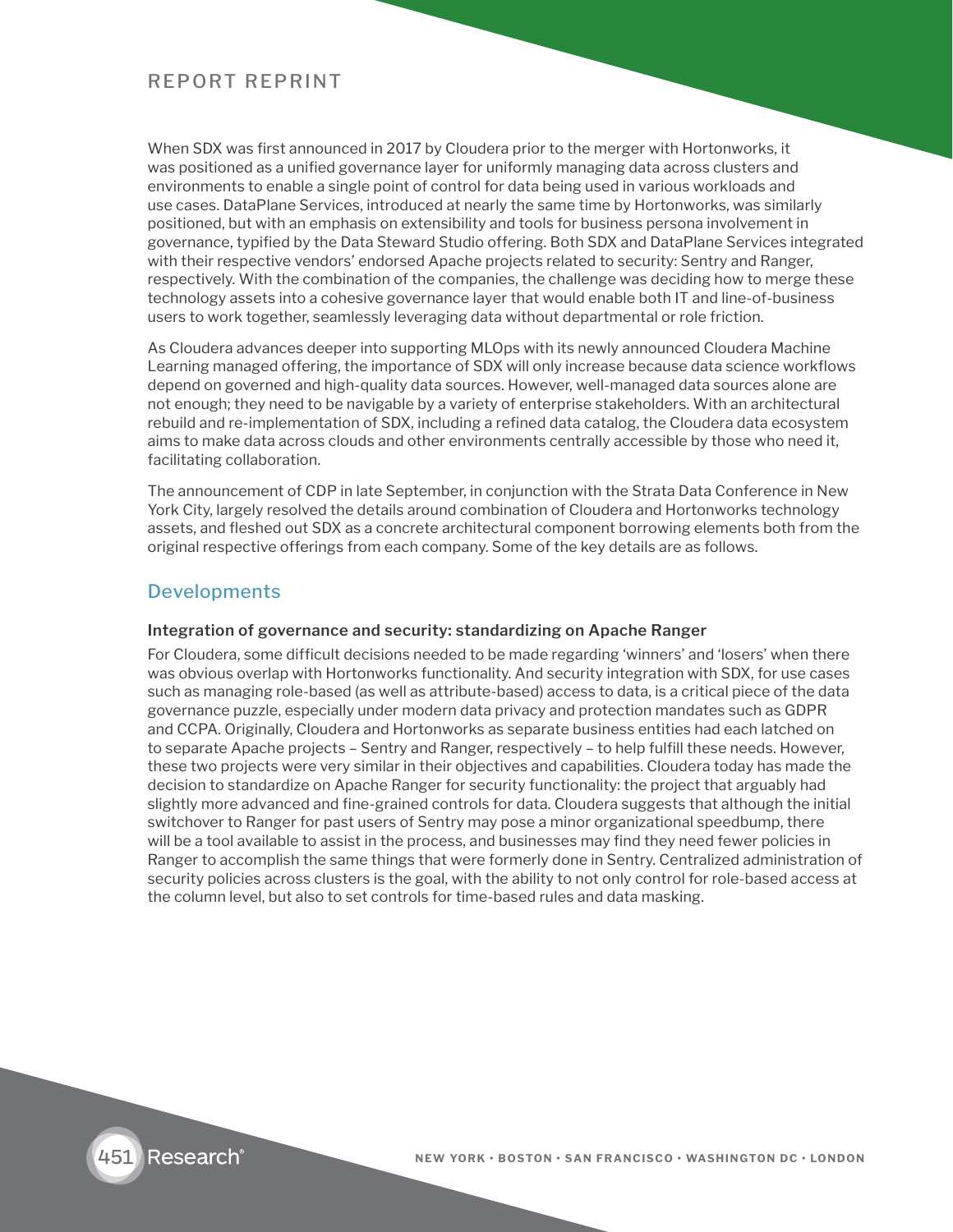When SDX was first announced in 2017 by Cloudera prior to the merger with Hortonworks, it was positioned as a unified governance layer for uniformly managing data across clusters and environments to enable a single point of control for data being used in various workloads and use cases. DataPlane Services, introduced at nearly the same time by Hortonworks, was similarly positioned, but with an emphasis on extensibility and tools for business persona involvement in governance, typified by the Data Steward Studio offering. Both SDX and DataPlane Services integrated with their respective vendors' endorsed Apache projects related to security: Sentry and Ranger, respectively. With the combination of the companies, the challenge was deciding how to merge these technology assets into a cohesive governance layer that would enable both IT and line-of-business users to work together, seamlessly leveraging data without departmental or role friction.

As Cloudera advances deeper into supporting MLOps with its newly announced Cloudera Machine Learning managed offering, the importance of SDX will only increase because data science workflows depend on governed and high-quality data sources. However, well-managed data sources alone are not enough; they need to be navigable by a variety of enterprise stakeholders. With an architectural rebuild and re-implementation of SDX, including a refined data catalog, the Cloudera data ecosystem aims to make data across clouds and other environments centrally accessible by those who need it, facilitating collaboration.

The announcement of CDP in late September, in conjunction with the Strata Data Conference in New York City, largely resolved the details around combination of Cloudera and Hortonworks technology assets, and fleshed out SDX as a concrete architectural component borrowing elements both from the original respective offerings from each company. Some of the key details are as follows.

## Developments

**Integration of governance and security: standardizing on Apache Ranger**

For Cloudera, some difficult decisions needed to be made regarding 'winners' and 'losers' when there was obvious overlap with Hortonworks functionality. And security integration with SDX, for use cases such as managing role-based (as well as attribute-based) access to data, is a critical piece of the data governance puzzle, especially under modern data privacy and protection mandates such as GDPR and CCPA. Originally, Cloudera and Hortonworks as separate business entities had each latched on to separate Apache projects – Sentry and Ranger, respectively – to help fulfill these needs. However, these two projects were very similar in their objectives and capabilities. Cloudera today has made the decision to standardize on Apache Ranger for security functionality: the project that arguably had slightly more advanced and fine-grained controls for data. Cloudera suggests that although the initial switchover to Ranger for past users of Sentry may pose a minor organizational speedbump, there will be a tool available to assist in the process, and businesses may find they need fewer policies in Ranger to accomplish the same things that were formerly done in Sentry. Centralized administration of security policies across clusters is the goal, with the ability to not only control for role-based access at the column level, but also to set controls for time-based rules and data masking.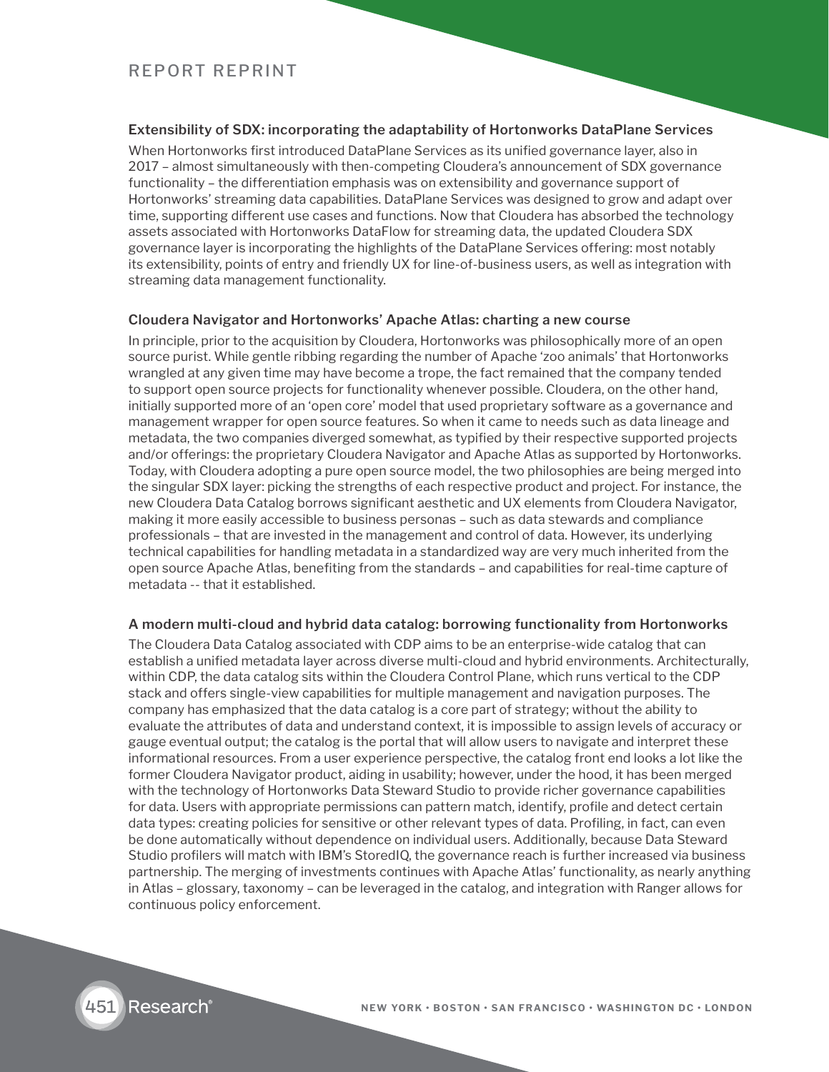### Extensibility of SDX: incorporating the adaptability of Hortonworks DataPlane Services

When Hortonworks first introduced DataPlane Services as its unified governance layer, also in 2017 – almost simultaneously with then-competing Cloudera's announcement of SDX governance functionality – the differentiation emphasis was on extensibility and governance support of Hortonworks' streaming data capabilities. DataPlane Services was designed to grow and adapt over time, supporting different use cases and functions. Now that Cloudera has absorbed the technology assets associated with Hortonworks DataFlow for streaming data, the updated Cloudera SDX governance layer is incorporating the highlights of the DataPlane Services offering: most notably its extensibility, points of entry and friendly UX for line-of-business users, as well as integration with streaming data management functionality.

### Cloudera Navigator and Hortonworks' Apache Atlas: charting a new course

In principle, prior to the acquisition by Cloudera, Hortonworks was philosophically more of an open source purist. While gentle ribbing regarding the number of Apache 'zoo animals' that Hortonworks wrangled at any given time may have become a trope, the fact remained that the company tended to support open source projects for functionality whenever possible. Cloudera, on the other hand, initially supported more of an 'open core' model that used proprietary software as a governance and management wrapper for open source features. So when it came to needs such as data lineage and metadata, the two companies diverged somewhat, as typified by their respective supported projects and/or offerings: the proprietary Cloudera Navigator and Apache Atlas as supported by Hortonworks. Today, with Cloudera adopting a pure open source model, the two philosophies are being merged into the singular SDX layer: picking the strengths of each respective product and project. For instance, the new Cloudera Data Catalog borrows significant aesthetic and UX elements from Cloudera Navigator, making it more easily accessible to business personas – such as data stewards and compliance professionals – that are invested in the management and control of data. However, its underlying technical capabilities for handling metadata in a standardized way are very much inherited from the open source Apache Atlas, benefiting from the standards – and capabilities for real-time capture of metadata -- that it established.

### A modern multi-cloud and hybrid data catalog: borrowing functionality from Hortonworks

The Cloudera Data Catalog associated with CDP aims to be an enterprise-wide catalog that can establish a unified metadata layer across diverse multi-cloud and hybrid environments. Architecturally, within CDP, the data catalog sits within the Cloudera Control Plane, which runs vertical to the CDP stack and offers single-view capabilities for multiple management and navigation purposes. The company has emphasized that the data catalog is a core part of strategy; without the ability to evaluate the attributes of data and understand context, it is impossible to assign levels of accuracy or gauge eventual output; the catalog is the portal that will allow users to navigate and interpret these informational resources. From a user experience perspective, the catalog front end looks a lot like the former Cloudera Navigator product, aiding in usability; however, under the hood, it has been merged with the technology of Hortonworks Data Steward Studio to provide richer governance capabilities for data. Users with appropriate permissions can pattern match, identify, profile and detect certain data types: creating policies for sensitive or other relevant types of data. Profiling, in fact, can even be done automatically without dependence on individual users. Additionally, because Data Steward Studio profilers will match with IBM's StoredIQ, the governance reach is further increased via business partnership. The merging of investments continues with Apache Atlas' functionality, as nearly anything in Atlas – glossary, taxonomy – can be leveraged in the catalog, and integration with Ranger allows for continuous policy enforcement.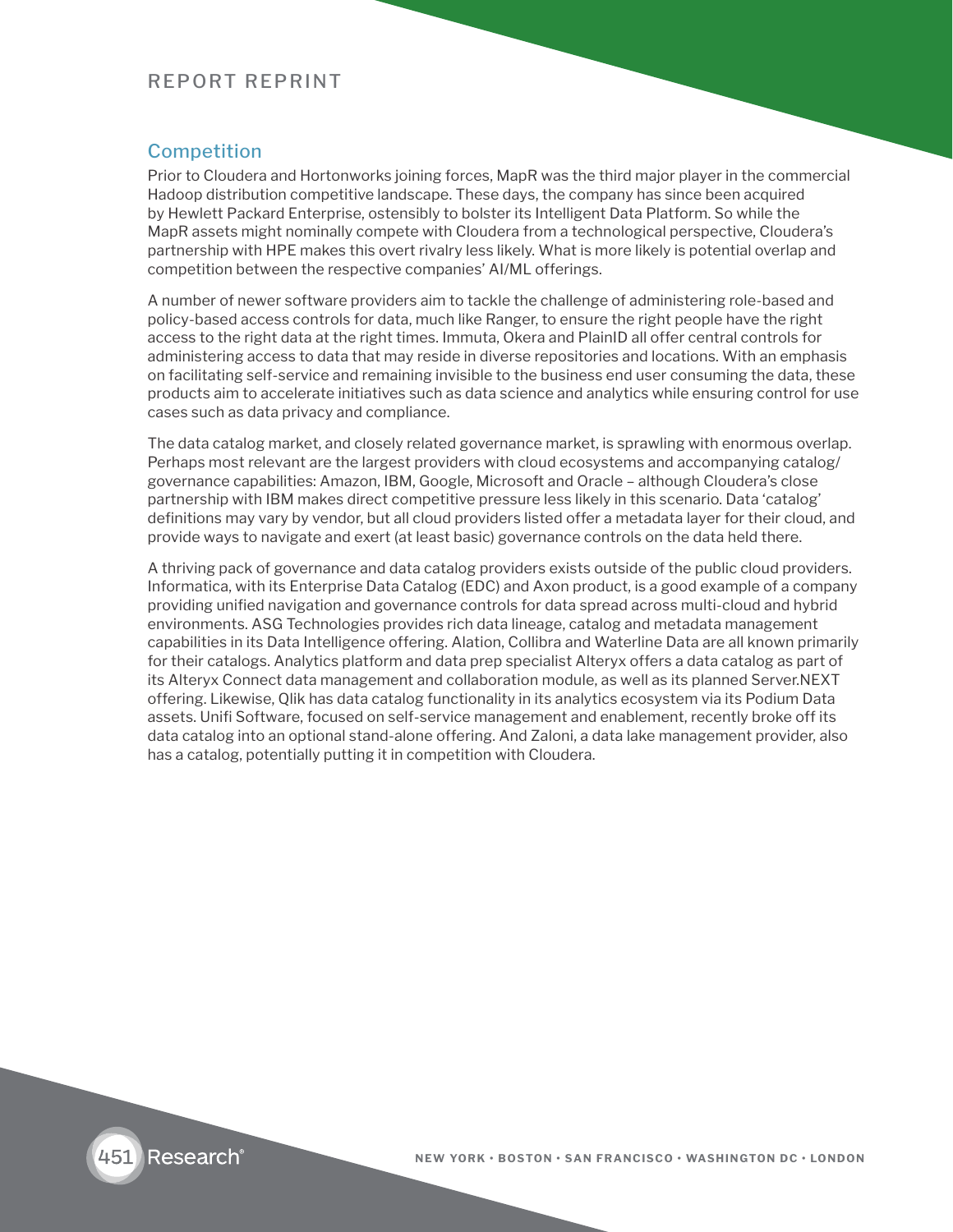## Competition

Prior to Cloudera and Hortonworks joining forces, MapR was the third major player in the commercial Hadoop distribution competitive landscape. These days, the company has since been acquired by Hewlett Packard Enterprise, ostensibly to bolster its Intelligent Data Platform. So while the MapR assets might nominally compete with Cloudera from a technological perspective, Cloudera's partnership with HPE makes this overt rivalry less likely. What is more likely is potential overlap and competition between the respective companies' AI/ML offerings.

A number of newer software providers aim to tackle the challenge of administering role-based and policy-based access controls for data, much like Ranger, to ensure the right people have the right access to the right data at the right times. Immuta, Okera and PlainID all offer central controls for administering access to data that may reside in diverse repositories and locations. With an emphasis on facilitating self-service and remaining invisible to the business end user consuming the data, these products aim to accelerate initiatives such as data science and analytics while ensuring control for use cases such as data privacy and compliance.

The data catalog market, and closely related governance market, is sprawling with enormous overlap. Perhaps most relevant are the largest providers with cloud ecosystems and accompanying catalog/governance capabilities: Amazon, IBM, Google, Microsoft and Oracle – although Cloudera's close partnership with IBM makes direct competitive pressure less likely in this scenario. Data 'catalog' definitions may vary by vendor, but all cloud providers listed offer a metadata layer for their cloud, and provide ways to navigate and exert (at least basic) governance controls on the data held there.

A thriving pack of governance and data catalog providers exists outside of the public cloud providers. Informatica, with its Enterprise Data Catalog (EDC) and Axon product, is a good example of a company providing unified navigation and governance controls for data spread across multi-cloud and hybrid environments. ASG Technologies provides rich data lineage, catalog and metadata management capabilities in its Data Intelligence offering. Alation, Collibra and Waterline Data are all known primarily for their catalogs. Analytics platform and data prep specialist Alteryx offers a data catalog as part of its Alteryx Connect data management and collaboration module, as well as its planned Server.NEXT offering. Likewise, Qlik has data catalog functionality in its analytics ecosystem via its Podium Data assets. Unifi Software, focused on self-service management and enablement, recently broke off its data catalog into an optional stand-alone offering. And Zaloni, a data lake management provider, also has a catalog, potentially putting it in competition with Cloudera.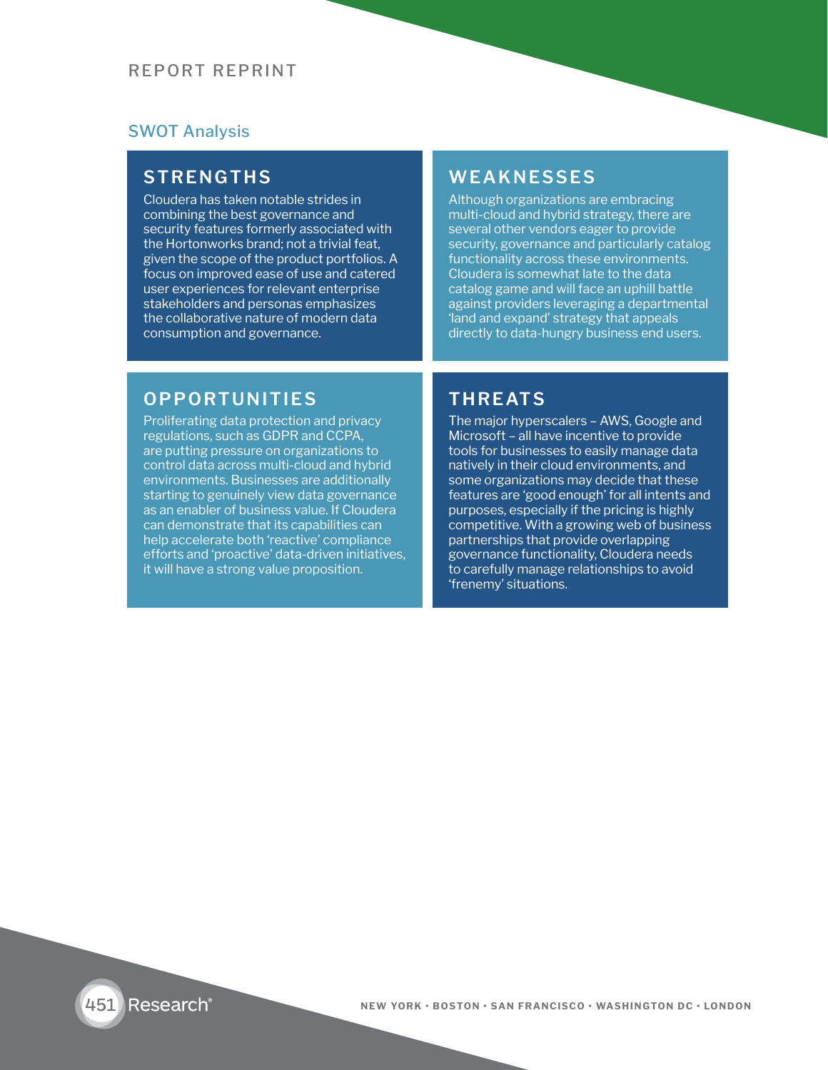## SWOT Analysis

### STRENGTHS

Cloudera has taken notable strides in combining the best governance and security features formerly associated with the Hortonworks brand; not a trivial feat, given the scope of the product portfolios. A focus on improved ease of use and catered user experiences for relevant enterprise stakeholders and personas emphasizes the collaborative nature of modern data consumption and governance.

### WEAKNESSES

Although organizations are embracing multi-cloud and hybrid strategy, there are several other vendors eager to provide security, governance and particularly catalog functionality across these environments. Cloudera is somewhat late to the data catalog game and will face an uphill battle against providers leveraging a departmental 'land and expand' strategy that appeals directly to data-hungry business end users.

### OPPORTUNITIES

Proliferating data protection and privacy regulations, such as GDPR and CCPA, are putting pressure on organizations to control data across multi-cloud and hybrid environments. Businesses are additionally starting to genuinely view data governance as an enabler of business value. If Cloudera can demonstrate that its capabilities can help accelerate both 'reactive' compliance efforts and 'proactive' data-driven initiatives, it will have a strong value proposition.

### THREATS

The major hyperscalers – AWS, Google and Microsoft – all have incentive to provide tools for businesses to easily manage data natively in their cloud environments, and some organizations may decide that these features are 'good enough' for all intents and purposes, especially if the pricing is highly competitive. With a growing web of business partnerships that provide overlapping governance functionality, Cloudera needs to carefully manage relationships to avoid 'frenemy' situations.